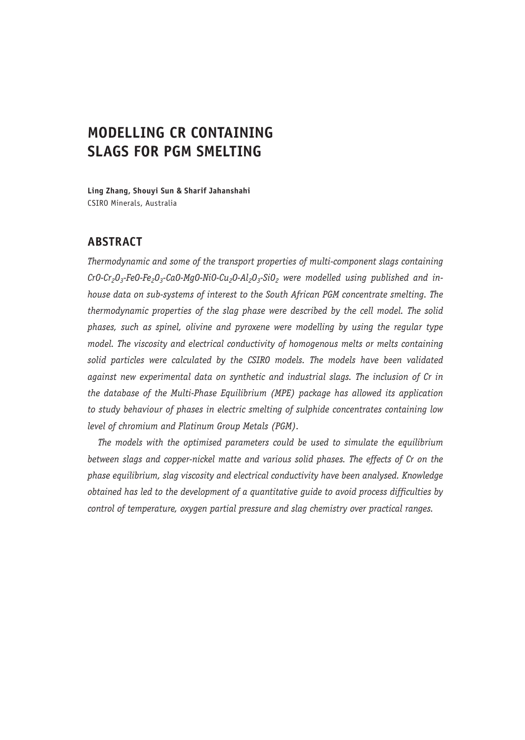# MODELLING CR CONTAINING SLAGS FOR PGM SMELTING

**Ling Zhang, Shouyi Sun & Sharif Jahanshahi**
CSIRO Minerals, Australia

## ABSTRACT

*Thermodynamic and some of the transport properties of multi-component slags containing $CrO$-$Cr_2O_3$-$FeO$-$Fe_2O_3$-$CaO$-$MgO$-$NiO$-$Cu_2O$-$Al_2O_3$-$SiO_2$ were modelled using published and in-house data on sub-systems of interest to the South African PGM concentrate smelting. The thermodynamic properties of the slag phase were described by the cell model. The solid phases, such as spinel, olivine and pyroxene were modelling by using the regular type model. The viscosity and electrical conductivity of homogenous melts or melts containing solid particles were calculated by the CSIRO models. The models have been validated against new experimental data on synthetic and industrial slags. The inclusion of Cr in the database of the Multi-Phase Equilibrium (MPE) package has allowed its application to study behaviour of phases in electric smelting of sulphide concentrates containing low level of chromium and Platinum Group Metals (PGM).*

*The models with the optimised parameters could be used to simulate the equilibrium between slags and copper-nickel matte and various solid phases. The effects of Cr on the phase equilibrium, slag viscosity and electrical conductivity have been analysed. Knowledge obtained has led to the development of a quantitative guide to avoid process difficulties by control of temperature, oxygen partial pressure and slag chemistry over practical ranges.*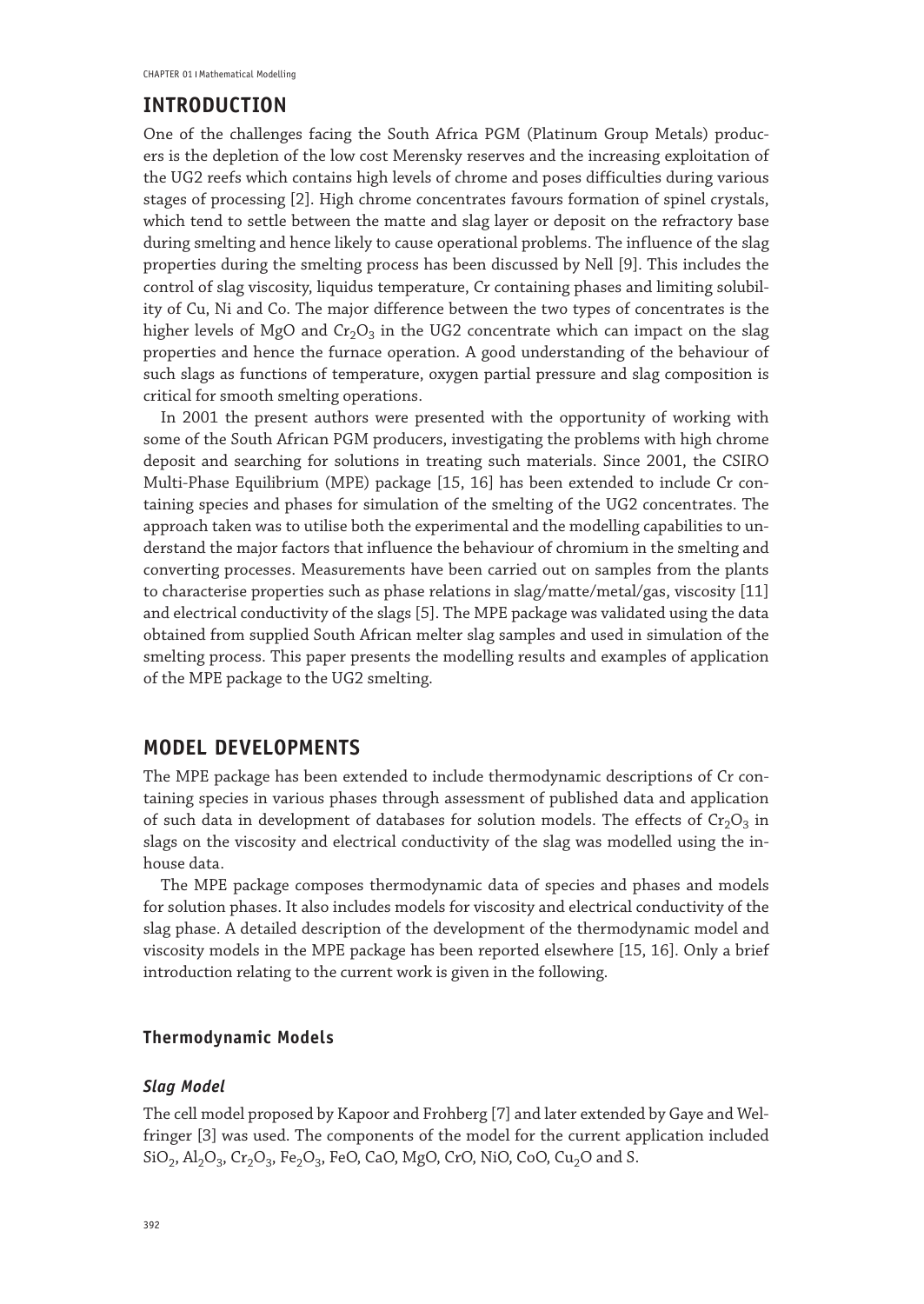## INTRODUCTION

One of the challenges facing the South Africa PGM (Platinum Group Metals) producers is the depletion of the low cost Merensky reserves and the increasing exploitation of the UG2 reefs which contains high levels of chrome and poses difficulties during various stages of processing [2]. High chrome concentrates favours formation of spinel crystals, which tend to settle between the matte and slag layer or deposit on the refractory base during smelting and hence likely to cause operational problems. The influence of the slag properties during the smelting process has been discussed by Nell [9]. This includes the control of slag viscosity, liquidus temperature, Cr containing phases and limiting solubility of Cu, Ni and Co. The major difference between the two types of concentrates is the higher levels of MgO and $Cr_2O_3$ in the UG2 concentrate which can impact on the slag properties and hence the furnace operation. A good understanding of the behaviour of such slags as functions of temperature, oxygen partial pressure and slag composition is critical for smooth smelting operations.

In 2001 the present authors were presented with the opportunity of working with some of the South African PGM producers, investigating the problems with high chrome deposit and searching for solutions in treating such materials. Since 2001, the CSIRO Multi-Phase Equilibrium (MPE) package [15, 16] has been extended to include Cr containing species and phases for simulation of the smelting of the UG2 concentrates. The approach taken was to utilise both the experimental and the modelling capabilities to understand the major factors that influence the behaviour of chromium in the smelting and converting processes. Measurements have been carried out on samples from the plants to characterise properties such as phase relations in slag/matte/metal/gas, viscosity [11] and electrical conductivity of the slags [5]. The MPE package was validated using the data obtained from supplied South African melter slag samples and used in simulation of the smelting process. This paper presents the modelling results and examples of application of the MPE package to the UG2 smelting.

## MODEL DEVELOPMENTS

The MPE package has been extended to include thermodynamic descriptions of Cr containing species in various phases through assessment of published data and application of such data in development of databases for solution models. The effects of $Cr_2O_3$ in slags on the viscosity and electrical conductivity of the slag was modelled using the in-house data.

The MPE package composes thermodynamic data of species and phases and models for solution phases. It also includes models for viscosity and electrical conductivity of the slag phase. A detailed description of the development of the thermodynamic model and viscosity models in the MPE package has been reported elsewhere [15, 16]. Only a brief introduction relating to the current work is given in the following.

### Thermodynamic Models

#### *Slag Model*

The cell model proposed by Kapoor and Frohberg [7] and later extended by Gaye and Welfringer [3] was used. The components of the model for the current application included $SiO_2$, $Al_2O_3$, $Cr_2O_3$, $Fe_2O_3$, FeO, CaO, MgO, CrO, NiO, CoO, $Cu_2O$ and S.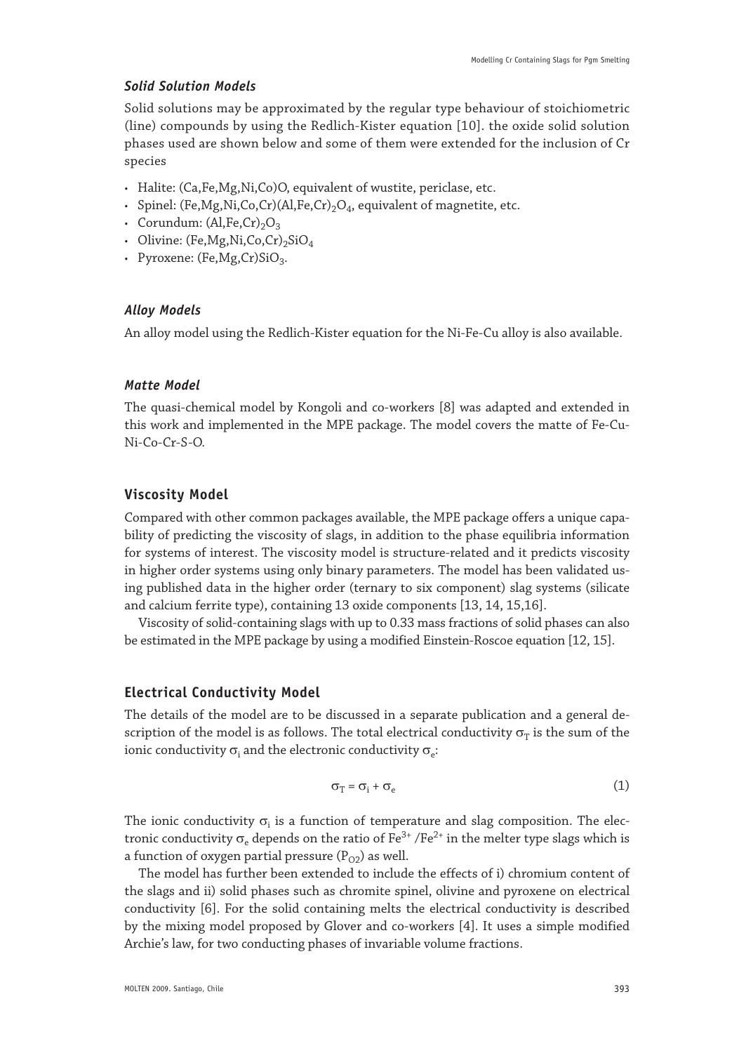### *Solid Solution Models*

Solid solutions may be approximated by the regular type behaviour of stoichiometric (line) compounds by using the Redlich-Kister equation [10]. the oxide solid solution phases used are shown below and some of them were extended for the inclusion of Cr species

- Halite: (Ca,Fe,Mg,Ni,Co)O, equivalent of wustite, periclase, etc.
- Spinel: $(Fe,Mg,Ni,Co,Cr)(Al,Fe,Cr)_2O_4$, equivalent of magnetite, etc.
- Corundum: $(Al,Fe,Cr)_2O_3$
- Olivine: $(Fe,Mg,Ni,Co,Cr)_2SiO_4$
- Pyroxene: $(Fe,Mg,Cr)SiO_3$.

### *Alloy Models*

An alloy model using the Redlich-Kister equation for the Ni-Fe-Cu alloy is also available.

### *Matte Model*

The quasi-chemical model by Kongoli and co-workers [8] was adapted and extended in this work and implemented in the MPE package. The model covers the matte of Fe-Cu-Ni-Co-Cr-S-O.

## Viscosity Model

Compared with other common packages available, the MPE package offers a unique capability of predicting the viscosity of slags, in addition to the phase equilibria information for systems of interest. The viscosity model is structure-related and it predicts viscosity in higher order systems using only binary parameters. The model has been validated using published data in the higher order (ternary to six component) slag systems (silicate and calcium ferrite type), containing 13 oxide components [13, 14, 15,16].

Viscosity of solid-containing slags with up to 0.33 mass fractions of solid phases can also be estimated in the MPE package by using a modified Einstein-Roscoe equation [12, 15].

## Electrical Conductivity Model

The details of the model are to be discussed in a separate publication and a general description of the model is as follows. The total electrical conductivity $\sigma_T$ is the sum of the ionic conductivity $\sigma_i$ and the electronic conductivity $\sigma_e$:

$$\sigma_T = \sigma_i + \sigma_e \tag{1}$$

The ionic conductivity $\sigma_i$ is a function of temperature and slag composition. The electronic conductivity $\sigma_e$ depends on the ratio of $Fe^{3+}/Fe^{2+}$ in the melter type slags which is a function of oxygen partial pressure ($P_{O2}$) as well.

The model has further been extended to include the effects of i) chromium content of the slags and ii) solid phases such as chromite spinel, olivine and pyroxene on electrical conductivity [6]. For the solid containing melts the electrical conductivity is described by the mixing model proposed by Glover and co-workers [4]. It uses a simple modified Archie's law, for two conducting phases of invariable volume fractions.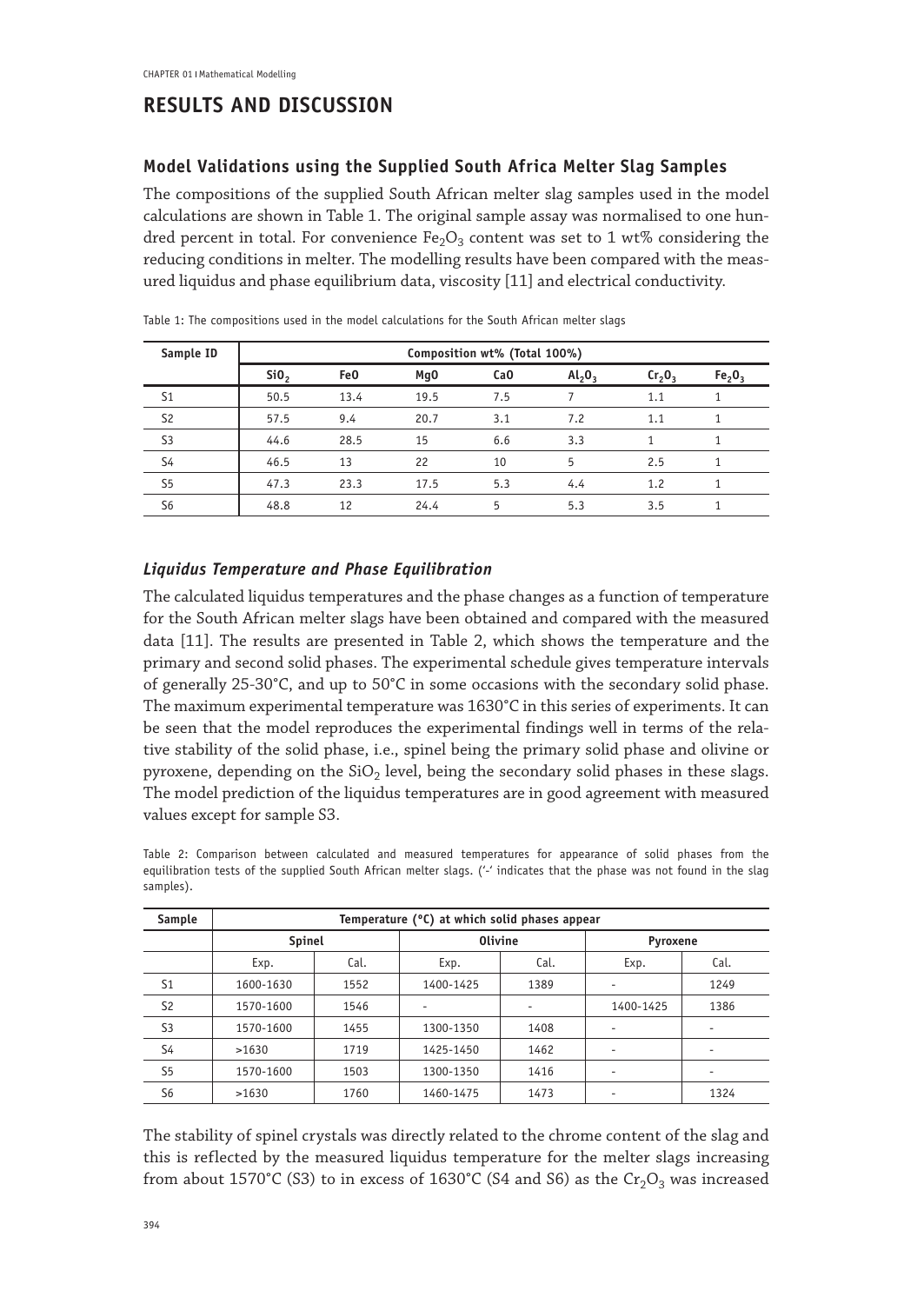# RESULTS AND DISCUSSION

## Model Validations using the Supplied South Africa Melter Slag Samples

The compositions of the supplied South African melter slag samples used in the model calculations are shown in Table 1. The original sample assay was normalised to one hundred percent in total. For convenience $Fe_2O_3$ content was set to 1 wt% considering the reducing conditions in melter. The modelling results have been compared with the measured liquidus and phase equilibrium data, viscosity [11] and electrical conductivity.

Table 1: The compositions used in the model calculations for the South African melter slags

| Sample ID | Composition wt% (Total 100%) | | | | | | |
|---|---|---|---|---|---|---|---|
| | $SiO_2$ | FeO | MgO | CaO | $Al_2O_3$ | $Cr_2O_3$ | $Fe_2O_3$ |
| S1 | 50.5 | 13.4 | 19.5 | 7.5 | 7 | 1.1 | 1 |
| S2 | 57.5 | 9.4 | 20.7 | 3.1 | 7.2 | 1.1 | 1 |
| S3 | 44.6 | 28.5 | 15 | 6.6 | 3.3 | 1 | 1 |
| S4 | 46.5 | 13 | 22 | 10 | 5 | 2.5 | 1 |
| S5 | 47.3 | 23.3 | 17.5 | 5.3 | 4.4 | 1.2 | 1 |
| S6 | 48.8 | 12 | 24.4 | 5 | 5.3 | 3.5 | 1 |

### *Liquidus Temperature and Phase Equilibration*

The calculated liquidus temperatures and the phase changes as a function of temperature for the South African melter slags have been obtained and compared with the measured data [11]. The results are presented in Table 2, which shows the temperature and the primary and second solid phases. The experimental schedule gives temperature intervals of generally 25-30°C, and up to 50°C in some occasions with the secondary solid phase. The maximum experimental temperature was 1630°C in this series of experiments. It can be seen that the model reproduces the experimental findings well in terms of the relative stability of the solid phase, i.e., spinel being the primary solid phase and olivine or pyroxene, depending on the $SiO_2$ level, being the secondary solid phases in these slags. The model prediction of the liquidus temperatures are in good agreement with measured values except for sample S3.

Table 2: Comparison between calculated and measured temperatures for appearance of solid phases from the equilibration tests of the supplied South African melter slags. ('-' indicates that the phase was not found in the slag samples).

| Sample | Temperature (°C) at which solid phases appear | | | | | |
|---|---|---|---|---|---|---|
| | Spinel | | Olivine | | Pyroxene | |
| | Exp. | Cal. | Exp. | Cal. | Exp. | Cal. |
| S1 | 1600-1630 | 1552 | 1400-1425 | 1389 | - | 1249 |
| S2 | 1570-1600 | 1546 | - | - | 1400-1425 | 1386 |
| S3 | 1570-1600 | 1455 | 1300-1350 | 1408 | - | - |
| S4 | >1630 | 1719 | 1425-1450 | 1462 | - | - |
| S5 | 1570-1600 | 1503 | 1300-1350 | 1416 | - | - |
| S6 | >1630 | 1760 | 1460-1475 | 1473 | - | 1324 |

The stability of spinel crystals was directly related to the chrome content of the slag and this is reflected by the measured liquidus temperature for the melter slags increasing from about 1570°C (S3) to in excess of 1630°C (S4 and S6) as the $Cr_2O_3$ was increased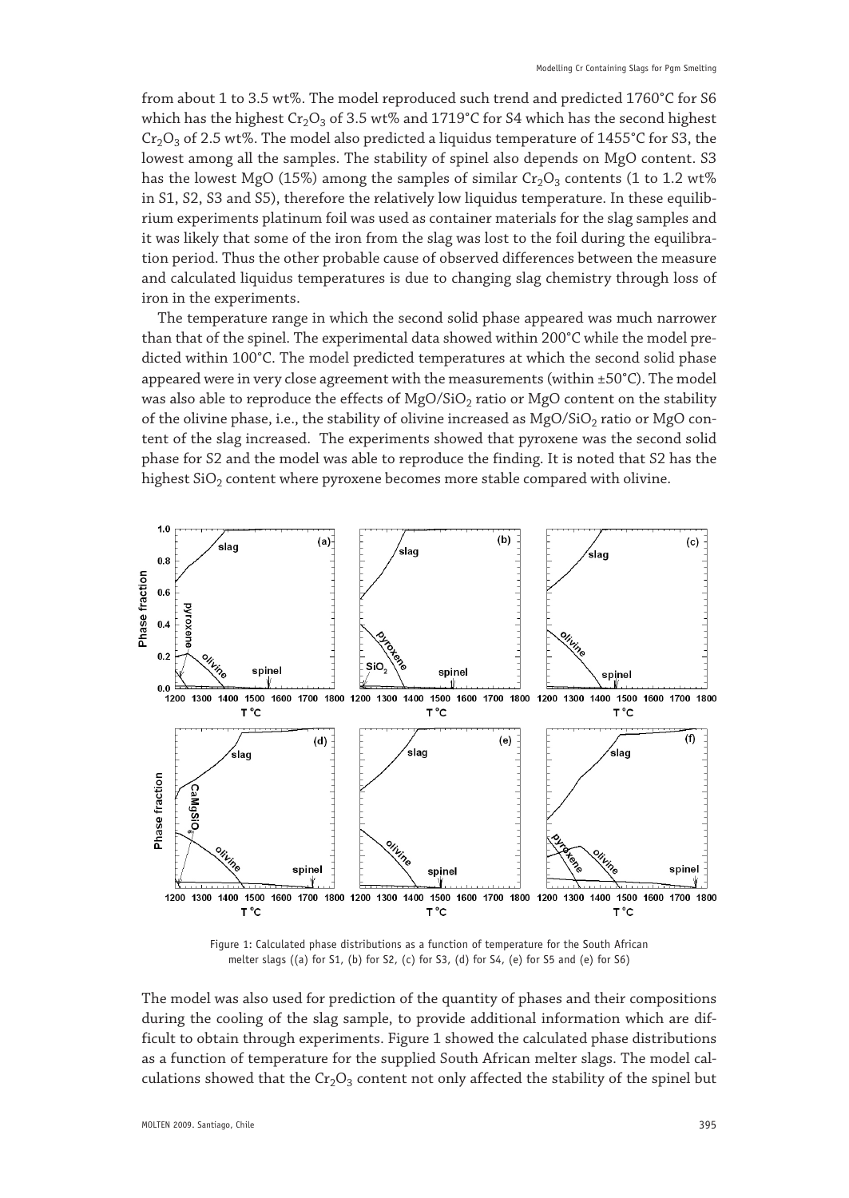from about 1 to 3.5 wt%. The model reproduced such trend and predicted 1760°C for S6 which has the highest $Cr_2O_3$ of 3.5 wt% and 1719°C for S4 which has the second highest $Cr_2O_3$ of 2.5 wt%. The model also predicted a liquidus temperature of 1455°C for S3, the lowest among all the samples. The stability of spinel also depends on MgO content. S3 has the lowest MgO (15%) among the samples of similar $Cr_2O_3$ contents (1 to 1.2 wt% in S1, S2, S3 and S5), therefore the relatively low liquidus temperature. In these equilibrium experiments platinum foil was used as container materials for the slag samples and it was likely that some of the iron from the slag was lost to the foil during the equilibration period. Thus the other probable cause of observed differences between the measure and calculated liquidus temperatures is due to changing slag chemistry through loss of iron in the experiments.

The temperature range in which the second solid phase appeared was much narrower than that of the spinel. The experimental data showed within 200°C while the model predicted within 100°C. The model predicted temperatures at which the second solid phase appeared were in very close agreement with the measurements (within ±50°C). The model was also able to reproduce the effects of $MgO/SiO_2$ ratio or MgO content on the stability of the olivine phase, i.e., the stability of olivine increased as $MgO/SiO_2$ ratio or MgO content of the slag increased. The experiments showed that pyroxene was the second solid phase for S2 and the model was able to reproduce the finding. It is noted that S2 has the highest $SiO_2$ content where pyroxene becomes more stable compared with olivine.

Figure 1: Calculated phase distributions as a function of temperature for the South African melter slags ((a) for S1, (b) for S2, (c) for S3, (d) for S4, (e) for S5 and (e) for S6)

The model was also used for prediction of the quantity of phases and their compositions during the cooling of the slag sample, to provide additional information which are difficult to obtain through experiments. Figure 1 showed the calculated phase distributions as a function of temperature for the supplied South African melter slags. The model calculations showed that the $Cr_2O_3$ content not only affected the stability of the spinel but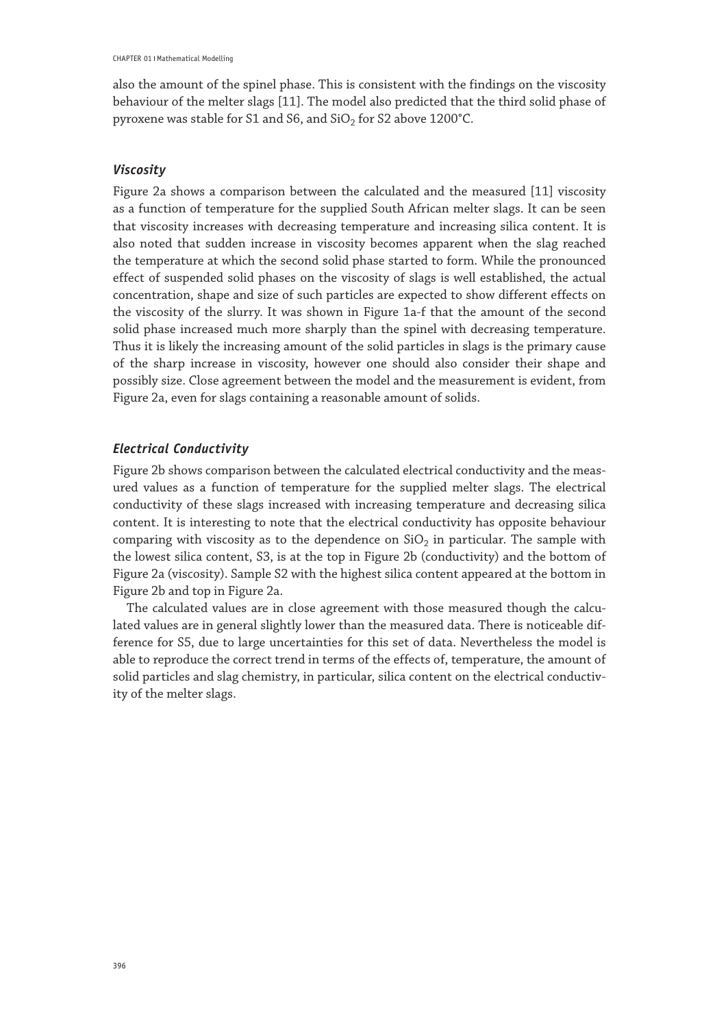also the amount of the spinel phase. This is consistent with the findings on the viscosity behaviour of the melter slags [11]. The model also predicted that the third solid phase of pyroxene was stable for S1 and S6, and $SiO_2$ for S2 above 1200°C.

### *Viscosity*

Figure 2a shows a comparison between the calculated and the measured [11] viscosity as a function of temperature for the supplied South African melter slags. It can be seen that viscosity increases with decreasing temperature and increasing silica content. It is also noted that sudden increase in viscosity becomes apparent when the slag reached the temperature at which the second solid phase started to form. While the pronounced effect of suspended solid phases on the viscosity of slags is well established, the actual concentration, shape and size of such particles are expected to show different effects on the viscosity of the slurry. It was shown in Figure 1a-f that the amount of the second solid phase increased much more sharply than the spinel with decreasing temperature. Thus it is likely the increasing amount of the solid particles in slags is the primary cause of the sharp increase in viscosity, however one should also consider their shape and possibly size. Close agreement between the model and the measurement is evident, from Figure 2a, even for slags containing a reasonable amount of solids.

### *Electrical Conductivity*

Figure 2b shows comparison between the calculated electrical conductivity and the measured values as a function of temperature for the supplied melter slags. The electrical conductivity of these slags increased with increasing temperature and decreasing silica content. It is interesting to note that the electrical conductivity has opposite behaviour comparing with viscosity as to the dependence on $SiO_2$ in particular. The sample with the lowest silica content, S3, is at the top in Figure 2b (conductivity) and the bottom of Figure 2a (viscosity). Sample S2 with the highest silica content appeared at the bottom in Figure 2b and top in Figure 2a.

The calculated values are in close agreement with those measured though the calculated values are in general slightly lower than the measured data. There is noticeable difference for S5, due to large uncertainties for this set of data. Nevertheless the model is able to reproduce the correct trend in terms of the effects of, temperature, the amount of solid particles and slag chemistry, in particular, silica content on the electrical conductivity of the melter slags.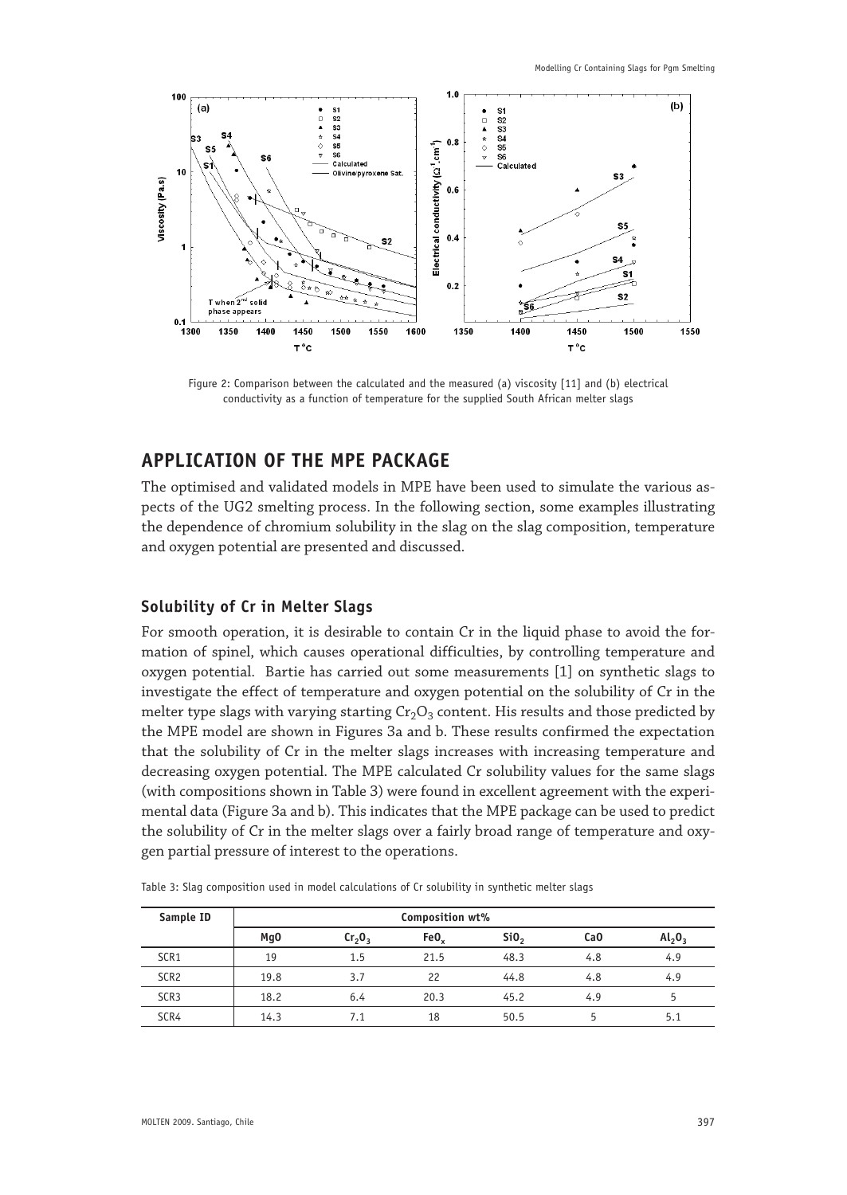Figure 2: Comparison between the calculated and the measured (a) viscosity [11] and (b) electrical conductivity as a function of temperature for the supplied South African melter slags

## APPLICATION OF THE MPE PACKAGE

The optimised and validated models in MPE have been used to simulate the various aspects of the UG2 smelting process. In the following section, some examples illustrating the dependence of chromium solubility in the slag on the slag composition, temperature and oxygen potential are presented and discussed.

### Solubility of Cr in Melter Slags

For smooth operation, it is desirable to contain Cr in the liquid phase to avoid the formation of spinel, which causes operational difficulties, by controlling temperature and oxygen potential. Bartie has carried out some measurements [1] on synthetic slags to investigate the effect of temperature and oxygen potential on the solubility of Cr in the melter type slags with varying starting $Cr_2O_3$ content. His results and those predicted by the MPE model are shown in Figures 3a and b. These results confirmed the expectation that the solubility of Cr in the melter slags increases with increasing temperature and decreasing oxygen potential. The MPE calculated Cr solubility values for the same slags (with compositions shown in Table 3) were found in excellent agreement with the experimental data (Figure 3a and b). This indicates that the MPE package can be used to predict the solubility of Cr in the melter slags over a fairly broad range of temperature and oxygen partial pressure of interest to the operations.

Table 3: Slag composition used in model calculations of Cr solubility in synthetic melter slags

| Sample ID | Composition wt% | | | | | |
|---|---|---|---|---|---|---|
| | MgO | $Cr_2O_3$ | $FeO_x$ | $SiO_2$ | CaO | $Al_2O_3$ |
| SCR1 | 19 | 1.5 | 21.5 | 48.3 | 4.8 | 4.9 |
| SCR2 | 19.8 | 3.7 | 22 | 44.8 | 4.8 | 4.9 |
| SCR3 | 18.2 | 6.4 | 20.3 | 45.2 | 4.9 | 5 |
| SCR4 | 14.3 | 7.1 | 18 | 50.5 | 5 | 5.1 |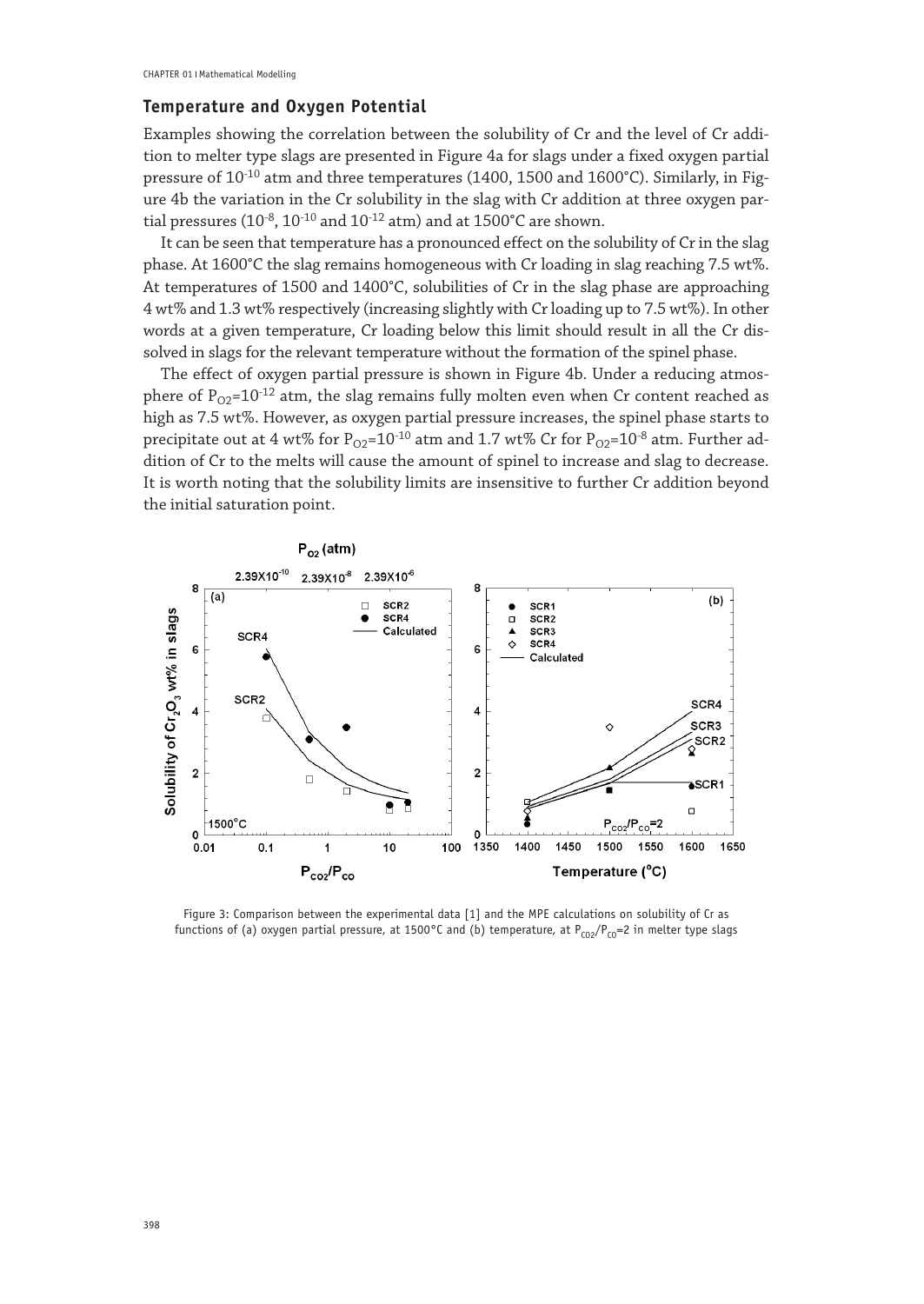## Temperature and Oxygen Potential

Examples showing the correlation between the solubility of Cr and the level of Cr addition to melter type slags are presented in Figure 4a for slags under a fixed oxygen partial pressure of $10^{-10}$ atm and three temperatures (1400, 1500 and 1600°C). Similarly, in Figure 4b the variation in the Cr solubility in the slag with Cr addition at three oxygen partial pressures ($10^{-8}$, $10^{-10}$ and $10^{-12}$ atm) and at 1500°C are shown.

It can be seen that temperature has a pronounced effect on the solubility of Cr in the slag phase. At 1600°C the slag remains homogeneous with Cr loading in slag reaching 7.5 wt%. At temperatures of 1500 and 1400°C, solubilities of Cr in the slag phase are approaching 4 wt% and 1.3 wt% respectively (increasing slightly with Cr loading up to 7.5 wt%). In other words at a given temperature, Cr loading below this limit should result in all the Cr dissolved in slags for the relevant temperature without the formation of the spinel phase.

The effect of oxygen partial pressure is shown in Figure 4b. Under a reducing atmosphere of $P_{O2}=10^{-12}$ atm, the slag remains fully molten even when Cr content reached as high as 7.5 wt%. However, as oxygen partial pressure increases, the spinel phase starts to precipitate out at 4 wt% for $P_{O2}=10^{-10}$ atm and 1.7 wt% Cr for $P_{O2}=10^{-8}$ atm. Further addition of Cr to the melts will cause the amount of spinel to increase and slag to decrease. It is worth noting that the solubility limits are insensitive to further Cr addition beyond the initial saturation point.

Figure 3: Comparison between the experimental data [1] and the MPE calculations on solubility of Cr as functions of (a) oxygen partial pressure, at 1500°C and (b) temperature, at $P_{CO2}/P_{CO}=2$ in melter type slags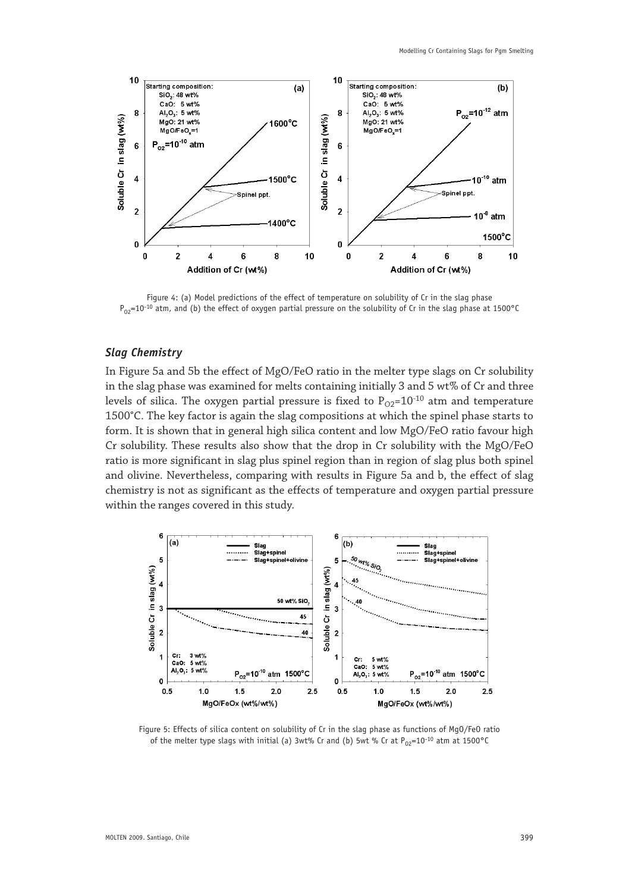Figure 4: (a) Model predictions of the effect of temperature on solubility of Cr in the slag phase $P_{O2}=10^{-10}$ atm, and (b) the effect of oxygen partial pressure on the solubility of Cr in the slag phase at 1500°C

### *Slag Chemistry*

In Figure 5a and 5b the effect of MgO/FeO ratio in the melter type slags on Cr solubility in the slag phase was examined for melts containing initially 3 and 5 wt% of Cr and three levels of silica. The oxygen partial pressure is fixed to $P_{O2}=10^{-10}$ atm and temperature 1500°C. The key factor is again the slag compositions at which the spinel phase starts to form. It is shown that in general high silica content and low MgO/FeO ratio favour high Cr solubility. These results also show that the drop in Cr solubility with the MgO/FeO ratio is more significant in slag plus spinel region than in region of slag plus both spinel and olivine. Nevertheless, comparing with results in Figure 5a and b, the effect of slag chemistry is not as significant as the effects of temperature and oxygen partial pressure within the ranges covered in this study.

Figure 5: Effects of silica content on solubility of Cr in the slag phase as functions of MgO/FeO ratio of the melter type slags with initial (a) 3wt% Cr and (b) 5wt % Cr at $P_{O2}=10^{-10}$ atm at 1500°C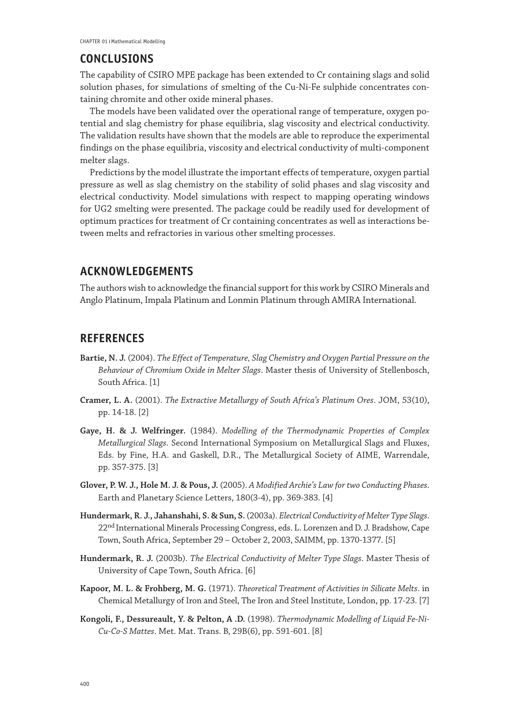## CONCLUSIONS

The capability of CSIRO MPE package has been extended to Cr containing slags and solid solution phases, for simulations of smelting of the Cu-Ni-Fe sulphide concentrates containing chromite and other oxide mineral phases.

The models have been validated over the operational range of temperature, oxygen potential and slag chemistry for phase equilibria, slag viscosity and electrical conductivity. The validation results have shown that the models are able to reproduce the experimental findings on the phase equilibria, viscosity and electrical conductivity of multi-component melter slags.

Predictions by the model illustrate the important effects of temperature, oxygen partial pressure as well as slag chemistry on the stability of solid phases and slag viscosity and electrical conductivity. Model simulations with respect to mapping operating windows for UG2 smelting were presented. The package could be readily used for development of optimum practices for treatment of Cr containing concentrates as well as interactions between melts and refractories in various other smelting processes.

## ACKNOWLEDGEMENTS

The authors wish to acknowledge the financial support for this work by CSIRO Minerals and Anglo Platinum, Impala Platinum and Lonmin Platinum through AMIRA International.

## REFERENCES

**Bartie, N. J.** (2004). *The Effect of Temperature, Slag Chemistry and Oxygen Partial Pressure on the Behaviour of Chromium Oxide in Melter Slags*. Master thesis of University of Stellenbosch, South Africa. [1]

**Cramer, L. A.** (2001). *The Extractive Metallurgy of South Africa's Platinum Ores*. JOM, 53(10), pp. 14-18. [2]

**Gaye, H. & J. Welfringer.** (1984). *Modelling of the Thermodynamic Properties of Complex Metallurgical Slags*. Second International Symposium on Metallurgical Slags and Fluxes, Eds. by Fine, H.A. and Gaskell, D.R., The Metallurgical Society of AIME, Warrendale, pp. 357-375. [3]

**Glover, P. W. J., Hole M. J. & Pous, J.** (2005). *A Modified Archie's Law for two Conducting Phases*. Earth and Planetary Science Letters, 180(3-4), pp. 369-383. [4]

**Hundermark, R. J., Jahanshahi, S. & Sun, S.** (2003a). *Electrical Conductivity of Melter Type Slags*. 22nd International Minerals Processing Congress, eds. L. Lorenzen and D. J. Bradshow, Cape Town, South Africa, September 29 – October 2, 2003, SAIMM, pp. 1370-1377. [5]

**Hundermark, R. J.** (2003b). *The Electrical Conductivity of Melter Type Slags*. Master Thesis of University of Cape Town, South Africa. [6]

**Kapoor, M. L. & Frohberg, M. G.** (1971). *Theoretical Treatment of Activities in Silicate Melts*. in Chemical Metallurgy of Iron and Steel, The Iron and Steel Institute, London, pp. 17-23. [7]

**Kongoli, F., Dessureault, Y. & Pelton, A .D.** (1998). *Thermodynamic Modelling of Liquid Fe-Ni-Cu-Co-S Mattes*. Met. Mat. Trans. B, 29B(6), pp. 591-601. [8]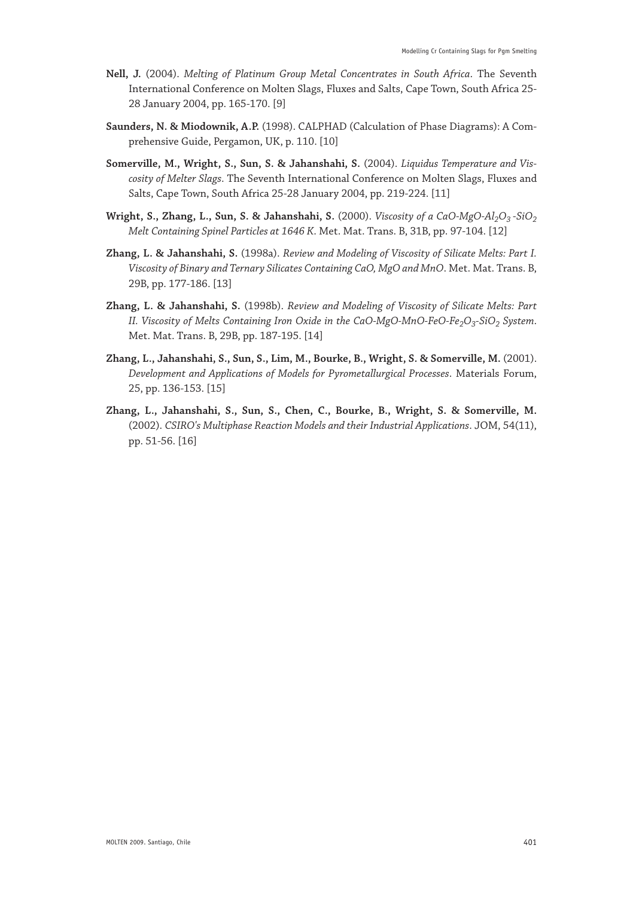**Nell, J.** (2004). *Melting of Platinum Group Metal Concentrates in South Africa*. The Seventh International Conference on Molten Slags, Fluxes and Salts, Cape Town, South Africa 25-28 January 2004, pp. 165-170. [9]

**Saunders, N. & Miodownik, A.P.** (1998). CALPHAD (Calculation of Phase Diagrams): A Comprehensive Guide, Pergamon, UK, p. 110. [10]

**Somerville, M., Wright, S., Sun, S. & Jahanshahi, S.** (2004). *Liquidus Temperature and Viscosity of Melter Slags*. The Seventh International Conference on Molten Slags, Fluxes and Salts, Cape Town, South Africa 25-28 January 2004, pp. 219-224. [11]

**Wright, S., Zhang, L., Sun, S. & Jahanshahi, S.** (2000). *Viscosity of a CaO-MgO-$Al_2O_3$-$SiO_2$ Melt Containing Spinel Particles at 1646 K*. Met. Mat. Trans. B, 31B, pp. 97-104. [12]

**Zhang, L. & Jahanshahi, S.** (1998a). *Review and Modeling of Viscosity of Silicate Melts: Part I. Viscosity of Binary and Ternary Silicates Containing CaO, MgO and MnO*. Met. Mat. Trans. B, 29B, pp. 177-186. [13]

**Zhang, L. & Jahanshahi, S.** (1998b). *Review and Modeling of Viscosity of Silicate Melts: Part II. Viscosity of Melts Containing Iron Oxide in the CaO-MgO-MnO-FeO-$Fe_2O_3$-$SiO_2$ System*. Met. Mat. Trans. B, 29B, pp. 187-195. [14]

**Zhang, L., Jahanshahi, S., Sun, S., Lim, M., Bourke, B., Wright, S. & Somerville, M.** (2001). *Development and Applications of Models for Pyrometallurgical Processes*. Materials Forum, 25, pp. 136-153. [15]

**Zhang, L., Jahanshahi, S., Sun, S., Chen, C., Bourke, B., Wright, S. & Somerville, M.** (2002). *CSIRO's Multiphase Reaction Models and their Industrial Applications*. JOM, 54(11), pp. 51-56. [16]